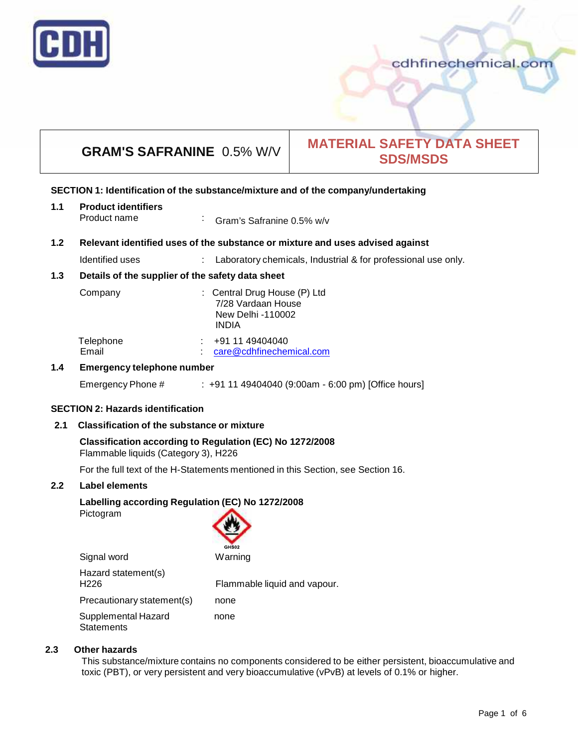# GRAM'S SAFRANINE 0.5% W/V

# MATERIAL SAFETY DATA SHEET SDS/MSDS

## SECTION 1: Identification of the substance/mixture and of the company/undertaking

### 1.1 Product identifiers

Product name : Gram's Safranine 0.5% w/v

### 1.2 Relevant identified uses of the substance or mixture and uses advised against

Identified uses : Laboratory chemicals, Industrial & for professional use only.

### 1.3 Details of the supplier of the safety data sheet

Company : Central Drug House (P) Ltd
7/28 Vardaan House
New Delhi -110002
INDIA

Telephone : +91 11 49404040
Email : care@cdhfinechemical.com

### 1.4 Emergency telephone number

Emergency Phone # : +91 11 49404040 (9:00am - 6:00 pm) [Office hours]

## SECTION 2: Hazards identification

### 2.1 Classification of the substance or mixture

**Classification according to Regulation (EC) No 1272/2008**
Flammable liquids (Category 3), H226

For the full text of the H-Statements mentioned in this Section, see Section 16.

### 2.2 Label elements

**Labelling according Regulation (EC) No 1272/2008**

Pictogram

GHS02

Signal word: Warning

Hazard statement(s)
H226: Flammable liquid and vapour.

Precautionary statement(s): none

Supplemental Hazard Statements: none

### 2.3 Other hazards

This substance/mixture contains no components considered to be either persistent, bioaccumulative and toxic (PBT), or very persistent and very bioaccumulative (vPvB) at levels of 0.1% or higher.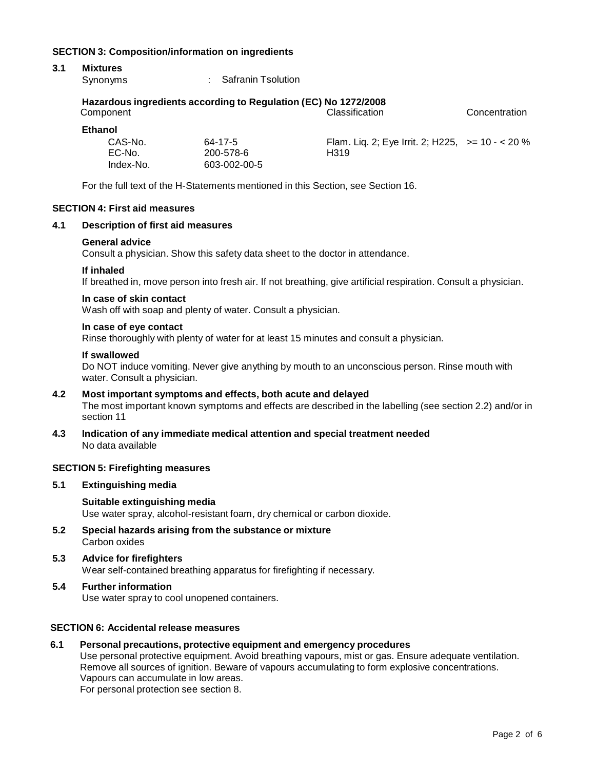## SECTION 3: Composition/information on ingredients

### 3.1 Mixtures

Synonyms : Safranin Tsolution

**Hazardous ingredients according to Regulation (EC) No 1272/2008**

| Component | | Classification | Concentration |
|---|---|---|---|
| **Ethanol** | | | |
| CAS-No. | 64-17-5 | Flam. Liq. 2; Eye Irrit. 2; H225, H319 | >= 10 - < 20 % |
| EC-No. | 200-578-6 | | |
| Index-No. | 603-002-00-5 | | |

For the full text of the H-Statements mentioned in this Section, see Section 16.

## SECTION 4: First aid measures

### 4.1 Description of first aid measures

**General advice**
Consult a physician. Show this safety data sheet to the doctor in attendance.

**If inhaled**
If breathed in, move person into fresh air. If not breathing, give artificial respiration. Consult a physician.

**In case of skin contact**
Wash off with soap and plenty of water. Consult a physician.

**In case of eye contact**
Rinse thoroughly with plenty of water for at least 15 minutes and consult a physician.

**If swallowed**
Do NOT induce vomiting. Never give anything by mouth to an unconscious person. Rinse mouth with water. Consult a physician.

### 4.2 Most important symptoms and effects, both acute and delayed

The most important known symptoms and effects are described in the labelling (see section 2.2) and/or in section 11

### 4.3 Indication of any immediate medical attention and special treatment needed

No data available

## SECTION 5: Firefighting measures

### 5.1 Extinguishing media

**Suitable extinguishing media**
Use water spray, alcohol-resistant foam, dry chemical or carbon dioxide.

### 5.2 Special hazards arising from the substance or mixture

Carbon oxides

### 5.3 Advice for firefighters

Wear self-contained breathing apparatus for firefighting if necessary.

### 5.4 Further information

Use water spray to cool unopened containers.

## SECTION 6: Accidental release measures

### 6.1 Personal precautions, protective equipment and emergency procedures

Use personal protective equipment. Avoid breathing vapours, mist or gas. Ensure adequate ventilation. Remove all sources of ignition. Beware of vapours accumulating to form explosive concentrations. Vapours can accumulate in low areas.
For personal protection see section 8.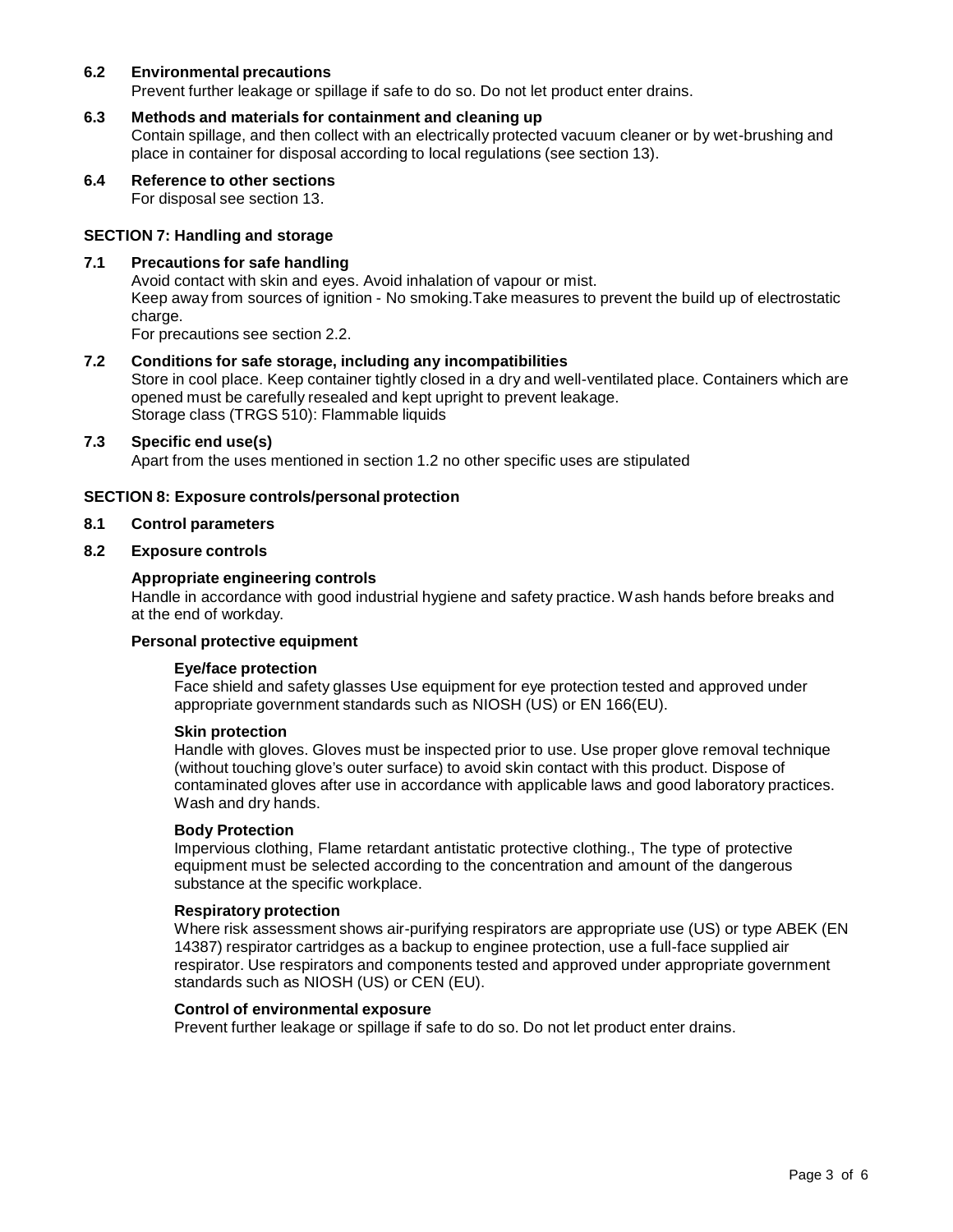### 6.2 Environmental precautions

Prevent further leakage or spillage if safe to do so. Do not let product enter drains.

### 6.3 Methods and materials for containment and cleaning up

Contain spillage, and then collect with an electrically protected vacuum cleaner or by wet-brushing and place in container for disposal according to local regulations (see section 13).

### 6.4 Reference to other sections

For disposal see section 13.

## SECTION 7: Handling and storage

### 7.1 Precautions for safe handling

Avoid contact with skin and eyes. Avoid inhalation of vapour or mist.
Keep away from sources of ignition - No smoking.Take measures to prevent the build up of electrostatic charge.
For precautions see section 2.2.

### 7.2 Conditions for safe storage, including any incompatibilities

Store in cool place. Keep container tightly closed in a dry and well-ventilated place. Containers which are opened must be carefully resealed and kept upright to prevent leakage.
Storage class (TRGS 510): Flammable liquids

### 7.3 Specific end use(s)

Apart from the uses mentioned in section 1.2 no other specific uses are stipulated

## SECTION 8: Exposure controls/personal protection

### 8.1 Control parameters

### 8.2 Exposure controls

**Appropriate engineering controls**

Handle in accordance with good industrial hygiene and safety practice. Wash hands before breaks and at the end of workday.

**Personal protective equipment**

**Eye/face protection**

Face shield and safety glasses Use equipment for eye protection tested and approved under appropriate government standards such as NIOSH (US) or EN 166(EU).

**Skin protection**

Handle with gloves. Gloves must be inspected prior to use. Use proper glove removal technique (without touching glove's outer surface) to avoid skin contact with this product. Dispose of contaminated gloves after use in accordance with applicable laws and good laboratory practices. Wash and dry hands.

**Body Protection**

Impervious clothing, Flame retardant antistatic protective clothing., The type of protective equipment must be selected according to the concentration and amount of the dangerous substance at the specific workplace.

**Respiratory protection**

Where risk assessment shows air-purifying respirators are appropriate use (US) or type ABEK (EN 14387) respirator cartridges as a backup to enginee protection, use a full-face supplied air respirator. Use respirators and components tested and approved under appropriate government standards such as NIOSH (US) or CEN (EU).

**Control of environmental exposure**

Prevent further leakage or spillage if safe to do so. Do not let product enter drains.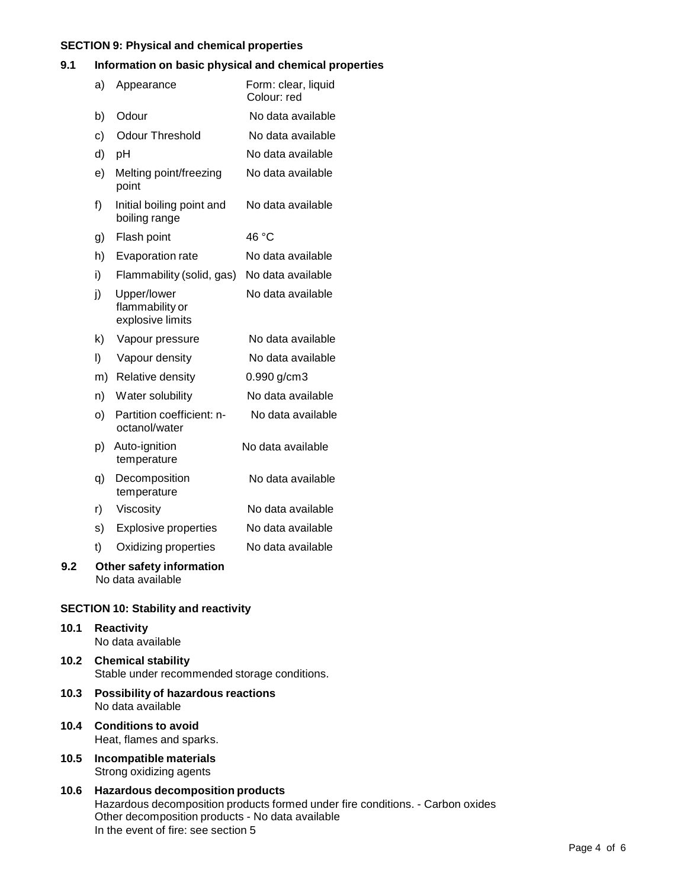## SECTION 9: Physical and chemical properties

### 9.1 Information on basic physical and chemical properties

| | | |
|---|---|---|
| a) | Appearance | Form: clear, liquid<br>Colour: red |
| b) | Odour | No data available |
| c) | Odour Threshold | No data available |
| d) | pH | No data available |
| e) | Melting point/freezing point | No data available |
| f) | Initial boiling point and boiling range | No data available |
| g) | Flash point | 46 °C |
| h) | Evaporation rate | No data available |
| i) | Flammability (solid, gas) | No data available |
| j) | Upper/lower flammability or explosive limits | No data available |
| k) | Vapour pressure | No data available |
| l) | Vapour density | No data available |
| m) | Relative density | 0.990 g/cm3 |
| n) | Water solubility | No data available |
| o) | Partition coefficient: n-octanol/water | No data available |
| p) | Auto-ignition temperature | No data available |
| q) | Decomposition temperature | No data available |
| r) | Viscosity | No data available |
| s) | Explosive properties | No data available |
| t) | Oxidizing properties | No data available |

### 9.2 Other safety information

No data available

## SECTION 10: Stability and reactivity

### 10.1 Reactivity

No data available

### 10.2 Chemical stability

Stable under recommended storage conditions.

### 10.3 Possibility of hazardous reactions

No data available

### 10.4 Conditions to avoid

Heat, flames and sparks.

### 10.5 Incompatible materials

Strong oxidizing agents

### 10.6 Hazardous decomposition products

Hazardous decomposition products formed under fire conditions. - Carbon oxides
Other decomposition products - No data available
In the event of fire: see section 5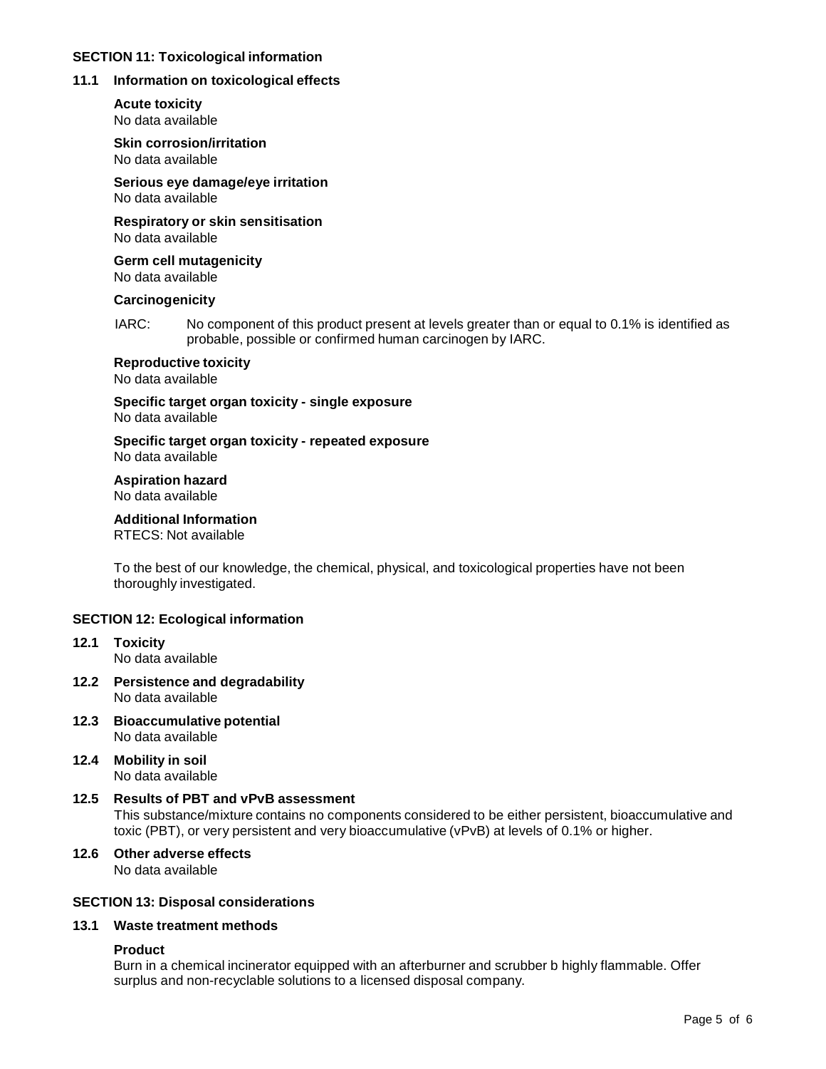## SECTION 11: Toxicological information

### 11.1 Information on toxicological effects

**Acute toxicity**
No data available

**Skin corrosion/irritation**
No data available

**Serious eye damage/eye irritation**
No data available

**Respiratory or skin sensitisation**
No data available

**Germ cell mutagenicity**
No data available

**Carcinogenicity**

IARC: No component of this product present at levels greater than or equal to 0.1% is identified as probable, possible or confirmed human carcinogen by IARC.

**Reproductive toxicity**
No data available

**Specific target organ toxicity - single exposure**
No data available

**Specific target organ toxicity - repeated exposure**
No data available

**Aspiration hazard**
No data available

**Additional Information**
RTECS: Not available

To the best of our knowledge, the chemical, physical, and toxicological properties have not been thoroughly investigated.

## SECTION 12: Ecological information

### 12.1 Toxicity
No data available

### 12.2 Persistence and degradability
No data available

### 12.3 Bioaccumulative potential
No data available

### 12.4 Mobility in soil
No data available

### 12.5 Results of PBT and vPvB assessment
This substance/mixture contains no components considered to be either persistent, bioaccumulative and toxic (PBT), or very persistent and very bioaccumulative (vPvB) at levels of 0.1% or higher.

### 12.6 Other adverse effects
No data available

## SECTION 13: Disposal considerations

### 13.1 Waste treatment methods

**Product**
Burn in a chemical incinerator equipped with an afterburner and scrubber b highly flammable. Offer surplus and non-recyclable solutions to a licensed disposal company.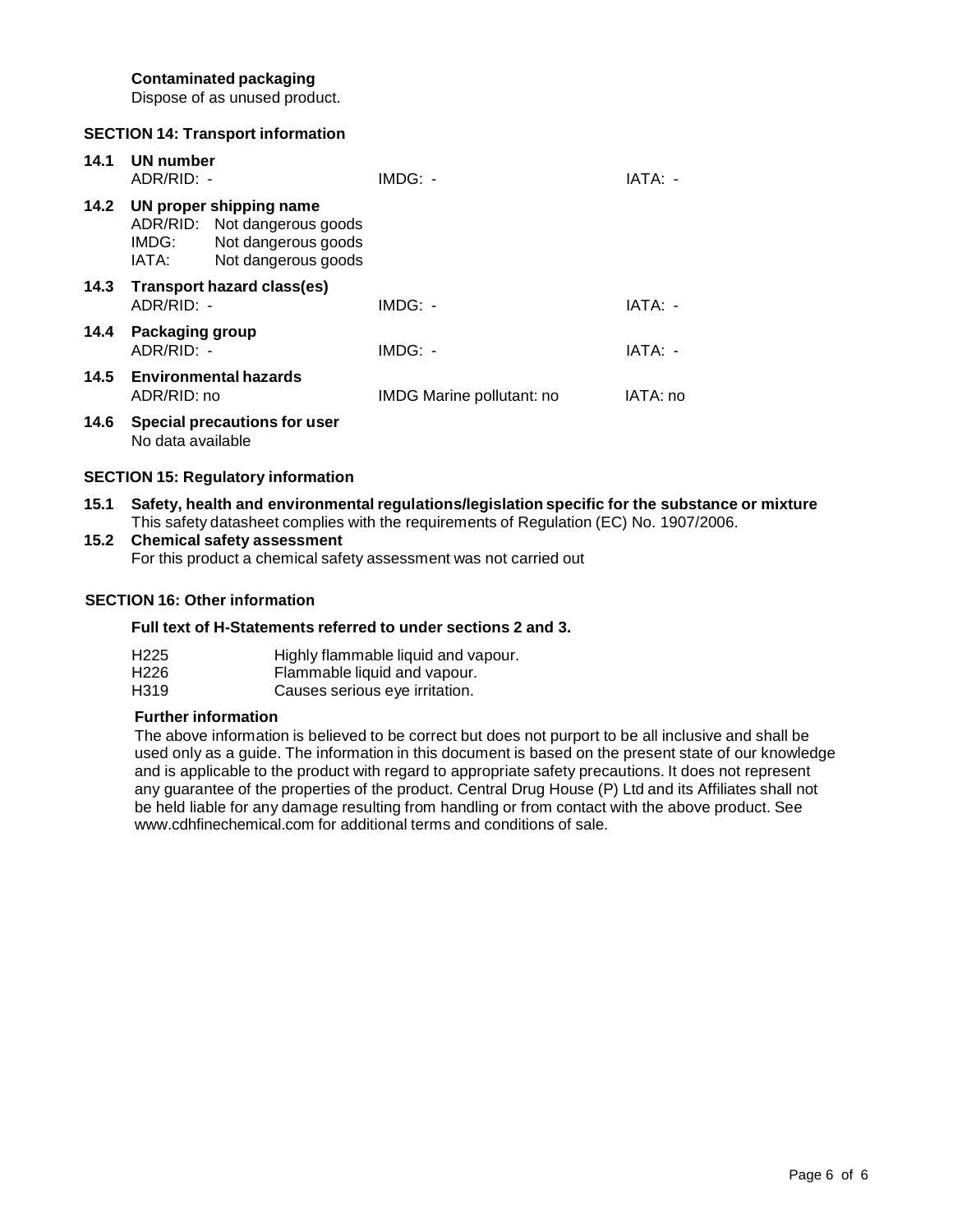**Contaminated packaging**

Dispose of as unused product.

## SECTION 14: Transport information

**14.1 UN number**

| | | |
|---|---|---|
| ADR/RID: - | IMDG: - | IATA: - |

**14.2 UN proper shipping name**

| | |
|---|---|
| ADR/RID: | Not dangerous goods |
| IMDG: | Not dangerous goods |
| IATA: | Not dangerous goods |

**14.3 Transport hazard class(es)**

| | | |
|---|---|---|
| ADR/RID: - | IMDG: - | IATA: - |

**14.4 Packaging group**

| | | |
|---|---|---|
| ADR/RID: - | IMDG: - | IATA: - |

**14.5 Environmental hazards**

| | | |
|---|---|---|
| ADR/RID: no | IMDG Marine pollutant: no | IATA: no |

**14.6 Special precautions for user**

No data available

## SECTION 15: Regulatory information

**15.1 Safety, health and environmental regulations/legislation specific for the substance or mixture**

This safety datasheet complies with the requirements of Regulation (EC) No. 1907/2006.

**15.2 Chemical safety assessment**

For this product a chemical safety assessment was not carried out

## SECTION 16: Other information

**Full text of H-Statements referred to under sections 2 and 3.**

| | |
|---|---|
| H225 | Highly flammable liquid and vapour. |
| H226 | Flammable liquid and vapour. |
| H319 | Causes serious eye irritation. |

**Further information**

The above information is believed to be correct but does not purport to be all inclusive and shall be used only as a guide. The information in this document is based on the present state of our knowledge and is applicable to the product with regard to appropriate safety precautions. It does not represent any guarantee of the properties of the product. Central Drug House (P) Ltd and its Affiliates shall not be held liable for any damage resulting from handling or from contact with the above product. See www.cdhfinechemical.com for additional terms and conditions of sale.